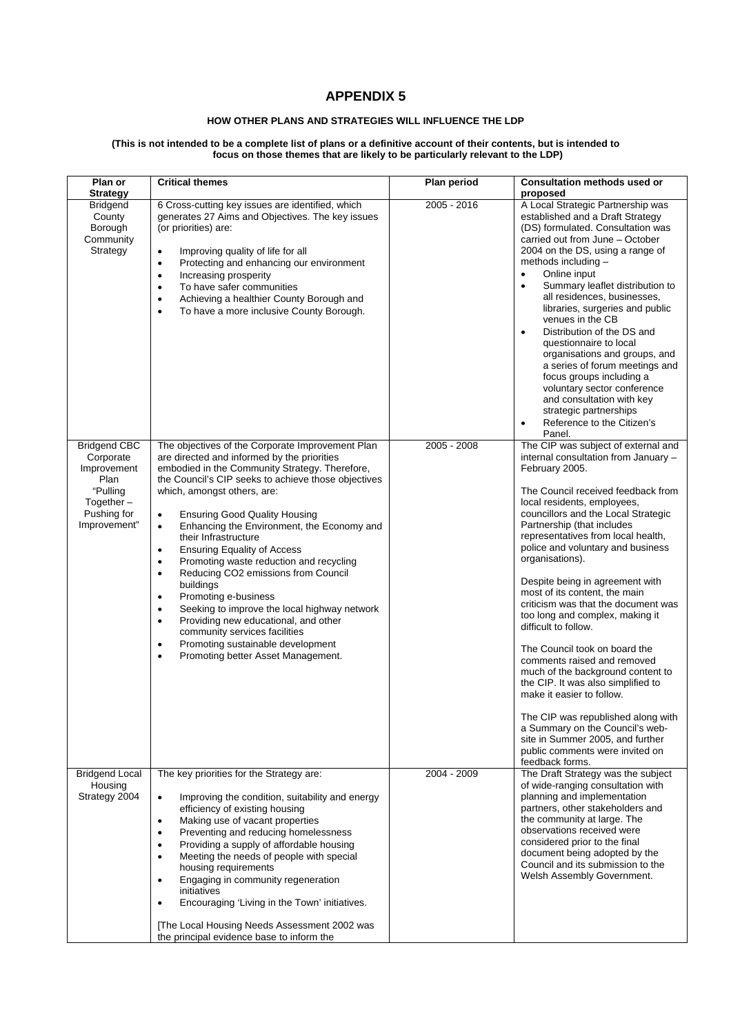# APPENDIX 5

**HOW OTHER PLANS AND STRATEGIES WILL INFLUENCE THE LDP**

**(This is not intended to be a complete list of plans or a definitive account of their contents, but is intended to focus on those themes that are likely to be particularly relevant to the LDP)**

| Plan or Strategy | Critical themes | Plan period | Consultation methods used or proposed |
|---|---|---|---|
| Bridgend County Borough Community Strategy | 6 Cross-cutting key issues are identified, which generates 27 Aims and Objectives. The key issues (or priorities) are:<br><br>• Improving quality of life for all<br>• Protecting and enhancing our environment<br>• Increasing prosperity<br>• To have safer communities<br>• Achieving a healthier County Borough and<br>• To have a more inclusive County Borough. | 2005 - 2016 | A Local Strategic Partnership was established and a Draft Strategy (DS) formulated. Consultation was carried out from June – October 2004 on the DS, using a range of methods including –<br>• Online input<br>• Summary leaflet distribution to all residences, businesses, libraries, surgeries and public venues in the CB<br>• Distribution of the DS and questionnaire to local organisations and groups, and a series of forum meetings and focus groups including a voluntary sector conference and consultation with key strategic partnerships<br>• Reference to the Citizen's Panel. |
| Bridgend CBC Corporate Improvement Plan "Pulling Together – Pushing for Improvement" | The objectives of the Corporate Improvement Plan are directed and informed by the priorities embodied in the Community Strategy. Therefore, the Council's CIP seeks to achieve those objectives which, amongst others, are:<br><br>• Ensuring Good Quality Housing<br>• Enhancing the Environment, the Economy and their Infrastructure<br>• Ensuring Equality of Access<br>• Promoting waste reduction and recycling<br>• Reducing CO2 emissions from Council buildings<br>• Promoting e-business<br>• Seeking to improve the local highway network<br>• Providing new educational, and other community services facilities<br>• Promoting sustainable development<br>• Promoting better Asset Management. | 2005 - 2008 | The CIP was subject of external and internal consultation from January – February 2005.<br><br>The Council received feedback from local residents, employees, councillors and the Local Strategic Partnership (that includes representatives from local health, police and voluntary and business organisations).<br><br>Despite being in agreement with most of its content, the main criticism was that the document was too long and complex, making it difficult to follow.<br><br>The Council took on board the comments raised and removed much of the background content to the CIP. It was also simplified to make it easier to follow.<br><br>The CIP was republished along with a Summary on the Council's web-site in Summer 2005, and further public comments were invited on feedback forms. |
| Bridgend Local Housing Strategy 2004 | The key priorities for the Strategy are:<br><br>• Improving the condition, suitability and energy efficiency of existing housing<br>• Making use of vacant properties<br>• Preventing and reducing homelessness<br>• Providing a supply of affordable housing<br>• Meeting the needs of people with special housing requirements<br>• Engaging in community regeneration initiatives<br>• Encouraging 'Living in the Town' initiatives.<br><br>[The Local Housing Needs Assessment 2002 was the principal evidence base to inform the | 2004 - 2009 | The Draft Strategy was the subject of wide-ranging consultation with planning and implementation partners, other stakeholders and the community at large. The observations received were considered prior to the final document being adopted by the Council and its submission to the Welsh Assembly Government. |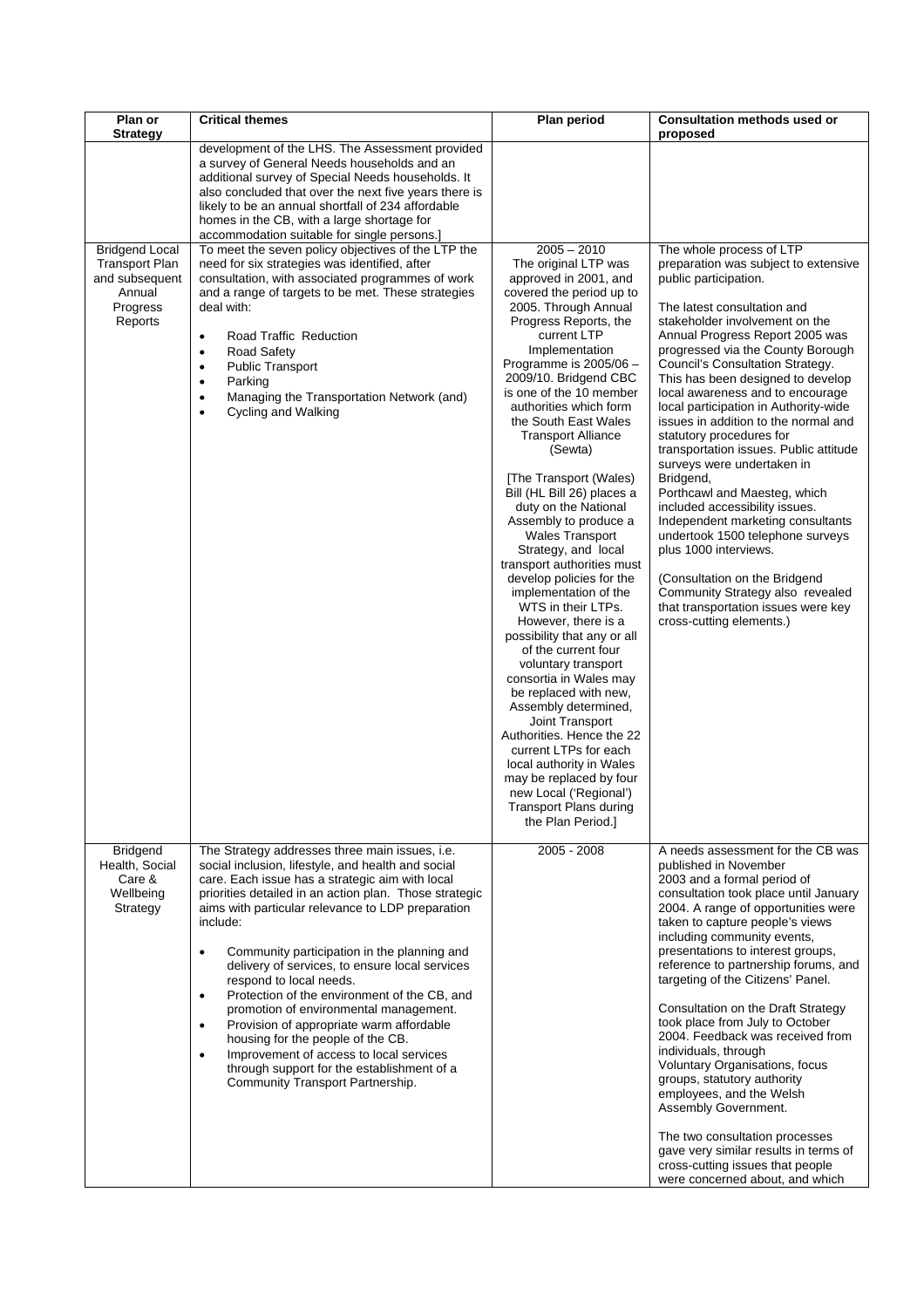| Plan or Strategy | Critical themes | Plan period | Consultation methods used or proposed |
|---|---|---|---|
| | development of the LHS. The Assessment provided a survey of General Needs households and an additional survey of Special Needs households. It also concluded that over the next five years there is likely to be an annual shortfall of 234 affordable homes in the CB, with a large shortage for accommodation suitable for single persons.] | | |
| Bridgend Local Transport Plan and subsequent Annual Progress Reports | To meet the seven policy objectives of the LTP the need for six strategies was identified, after consultation, with associated programmes of work and a range of targets to be met. These strategies deal with:<br><br>• Road Traffic Reduction<br>• Road Safety<br>• Public Transport<br>• Parking<br>• Managing the Transportation Network (and)<br>• Cycling and Walking | 2005 – 2010<br>The original LTP was approved in 2001, and covered the period up to 2005. Through Annual Progress Reports, the current LTP Implementation Programme is 2005/06 – 2009/10. Bridgend CBC is one of the 10 member authorities which form the South East Wales Transport Alliance (Sewta)<br><br>[The Transport (Wales) Bill (HL Bill 26) places a duty on the National Assembly to produce a Wales Transport Strategy, and local transport authorities must develop policies for the implementation of the WTS in their LTPs. However, there is a possibility that any or all of the current four voluntary transport consortia in Wales may be replaced with new, Assembly determined, Joint Transport Authorities. Hence the 22 current LTPs for each local authority in Wales may be replaced by four new Local ('Regional') Transport Plans during the Plan Period.] | The whole process of LTP preparation was subject to extensive public participation.<br><br>The latest consultation and stakeholder involvement on the Annual Progress Report 2005 was progressed via the County Borough Council's Consultation Strategy. This has been designed to develop local awareness and to encourage local participation in Authority-wide issues in addition to the normal and statutory procedures for transportation issues. Public attitude surveys were undertaken in Bridgend, Porthcawl and Maesteg, which included accessibility issues. Independent marketing consultants undertook 1500 telephone surveys plus 1000 interviews.<br><br>(Consultation on the Bridgend Community Strategy also revealed that transportation issues were key cross-cutting elements.) |
| Bridgend Health, Social Care & Wellbeing Strategy | The Strategy addresses three main issues, i.e. social inclusion, lifestyle, and health and social care. Each issue has a strategic aim with local priorities detailed in an action plan. Those strategic aims with particular relevance to LDP preparation include:<br><br>• Community participation in the planning and delivery of services, to ensure local services respond to local needs.<br>• Protection of the environment of the CB, and promotion of environmental management.<br>• Provision of appropriate warm affordable housing for the people of the CB.<br>• Improvement of access to local services through support for the establishment of a Community Transport Partnership. | 2005 - 2008 | A needs assessment for the CB was published in November 2003 and a formal period of consultation took place until January 2004. A range of opportunities were taken to capture people's views including community events, presentations to interest groups, reference to partnership forums, and targeting of the Citizens' Panel.<br><br>Consultation on the Draft Strategy took place from July to October 2004. Feedback was received from individuals, through Voluntary Organisations, focus groups, statutory authority employees, and the Welsh Assembly Government.<br><br>The two consultation processes gave very similar results in terms of cross-cutting issues that people were concerned about, and which |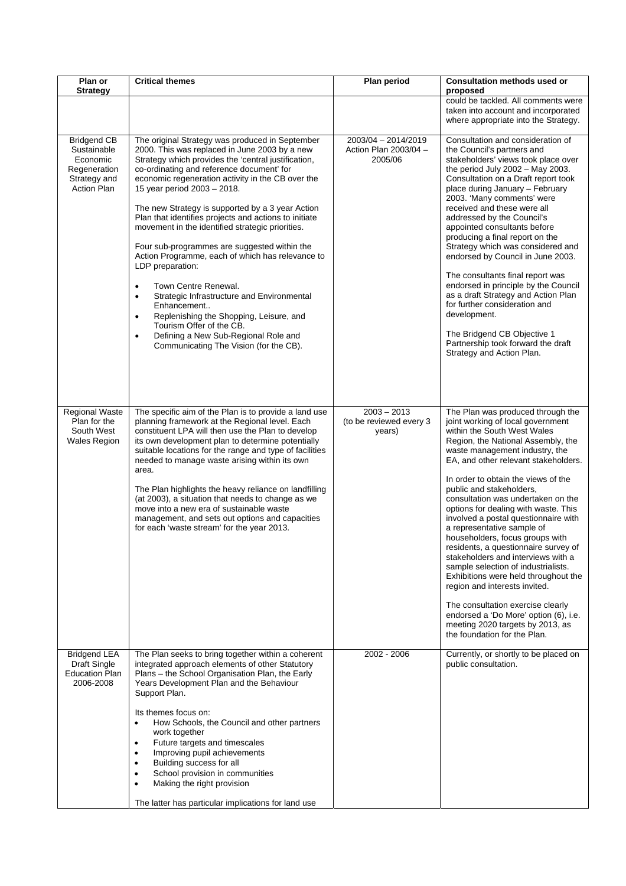| Plan or Strategy | Critical themes | Plan period | Consultation methods used or proposed |
|---|---|---|---|
| | | | could be tackled. All comments were taken into account and incorporated where appropriate into the Strategy. |
| Bridgend CB Sustainable Economic Regeneration Strategy and Action Plan | The original Strategy was produced in September 2000. This was replaced in June 2003 by a new Strategy which provides the 'central justification, co-ordinating and reference document' for economic regeneration activity in the CB over the 15 year period 2003 – 2018.<br><br>The new Strategy is supported by a 3 year Action Plan that identifies projects and actions to initiate movement in the identified strategic priorities.<br><br>Four sub-programmes are suggested within the Action Programme, each of which has relevance to LDP preparation:<br><br>• Town Centre Renewal.<br>• Strategic Infrastructure and Environmental Enhancement..<br>• Replenishing the Shopping, Leisure, and Tourism Offer of the CB.<br>• Defining a New Sub-Regional Role and Communicating The Vision (for the CB). | 2003/04 – 2014/2019 Action Plan 2003/04 – 2005/06 | Consultation and consideration of the Council's partners and stakeholders' views took place over the period July 2002 – May 2003. Consultation on a Draft report took place during January – February 2003. 'Many comments' were received and these were all addressed by the Council's appointed consultants before producing a final report on the Strategy which was considered and endorsed by Council in June 2003.<br><br>The consultants final report was endorsed in principle by the Council as a draft Strategy and Action Plan for further consideration and development.<br><br>The Bridgend CB Objective 1 Partnership took forward the draft Strategy and Action Plan. |
| Regional Waste Plan for the South West Wales Region | The specific aim of the Plan is to provide a land use planning framework at the Regional level. Each constituent LPA will then use the Plan to develop its own development plan to determine potentially suitable locations for the range and type of facilities needed to manage waste arising within its own area.<br><br>The Plan highlights the heavy reliance on landfilling (at 2003), a situation that needs to change as we move into a new era of sustainable waste management, and sets out options and capacities for each 'waste stream' for the year 2013. | 2003 – 2013 (to be reviewed every 3 years) | The Plan was produced through the joint working of local government within the South West Wales Region, the National Assembly, the waste management industry, the EA, and other relevant stakeholders.<br><br>In order to obtain the views of the public and stakeholders, consultation was undertaken on the options for dealing with waste. This involved a postal questionnaire with a representative sample of householders, focus groups with residents, a questionnaire survey of stakeholders and interviews with a sample selection of industrialists. Exhibitions were held throughout the region and interests invited.<br><br>The consultation exercise clearly endorsed a 'Do More' option (6), i.e. meeting 2020 targets by 2013, as the foundation for the Plan. |
| Bridgend LEA Draft Single Education Plan 2006-2008 | The Plan seeks to bring together within a coherent integrated approach elements of other Statutory Plans – the School Organisation Plan, the Early Years Development Plan and the Behaviour Support Plan.<br><br>Its themes focus on:<br>• How Schools, the Council and other partners work together<br>• Future targets and timescales<br>• Improving pupil achievements<br>• Building success for all<br>• School provision in communities<br>• Making the right provision<br><br>The latter has particular implications for land use | 2002 - 2006 | Currently, or shortly to be placed on public consultation. |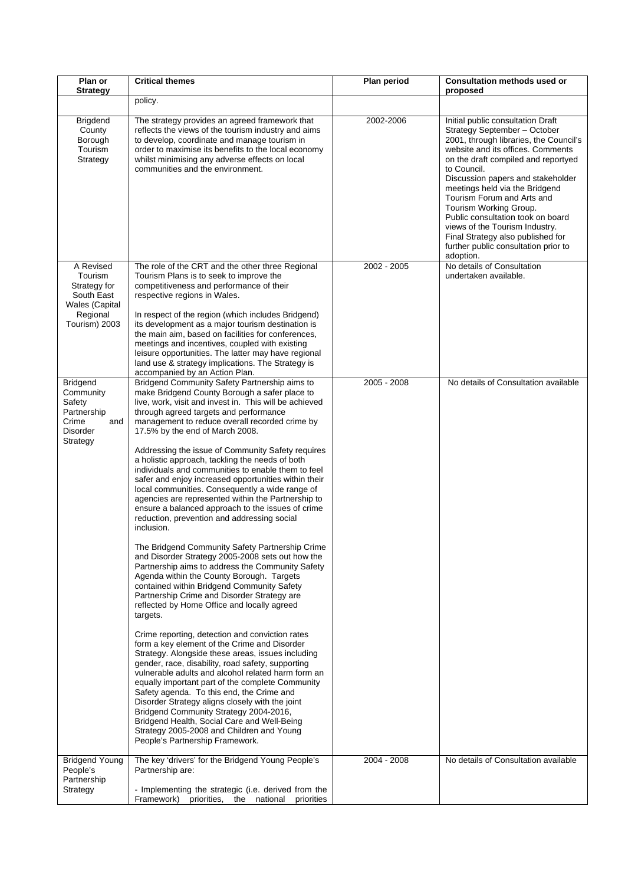| Plan or Strategy | Critical themes | Plan period | Consultation methods used or proposed |
|---|---|---|---|
| | policy. | | |
| Brigdend County Borough Tourism Strategy | The strategy provides an agreed framework that reflects the views of the tourism industry and aims to develop, coordinate and manage tourism in order to maximise its benefits to the local economy whilst minimising any adverse effects on local communities and the environment. | 2002-2006 | Initial public consultation Draft Strategy September – October 2001, through libraries, the Council's website and its offices. Comments on the draft compiled and reportyed to Council.<br>Discussion papers and stakeholder meetings held via the Bridgend Tourism Forum and Arts and Tourism Working Group.<br>Public consultation took on board views of the Tourism Industry.<br>Final Strategy also published for further public consultation prior to adoption. |
| A Revised Tourism Strategy for South East Wales (Capital Regional Tourism) 2003 | The role of the CRT and the other three Regional Tourism Plans is to seek to improve the competitiveness and performance of their respective regions in Wales.<br><br>In respect of the region (which includes Bridgend) its development as a major tourism destination is the main aim, based on facilities for conferences, meetings and incentives, coupled with existing leisure opportunities. The latter may have regional land use & strategy implications. The Strategy is accompanied by an Action Plan. | 2002 - 2005 | No details of Consultation undertaken available. |
| Bridgend Community Safety Partnership Crime and Disorder Strategy | Bridgend Community Safety Partnership aims to make Bridgend County Borough a safer place to live, work, visit and invest in. This will be achieved through agreed targets and performance management to reduce overall recorded crime by 17.5% by the end of March 2008.<br><br>Addressing the issue of Community Safety requires a holistic approach, tackling the needs of both individuals and communities to enable them to feel safer and enjoy increased opportunities within their local communities. Consequently a wide range of agencies are represented within the Partnership to ensure a balanced approach to the issues of crime reduction, prevention and addressing social inclusion.<br><br>The Bridgend Community Safety Partnership Crime and Disorder Strategy 2005-2008 sets out how the Partnership aims to address the Community Safety Agenda within the County Borough. Targets contained within Bridgend Community Safety Partnership Crime and Disorder Strategy are reflected by Home Office and locally agreed targets.<br><br>Crime reporting, detection and conviction rates form a key element of the Crime and Disorder Strategy. Alongside these areas, issues including gender, race, disability, road safety, supporting vulnerable adults and alcohol related harm form an equally important part of the complete Community Safety agenda. To this end, the Crime and Disorder Strategy aligns closely with the joint Bridgend Community Strategy 2004-2016, Bridgend Health, Social Care and Well-Being Strategy 2005-2008 and Children and Young People's Partnership Framework. | 2005 - 2008 | No details of Consultation available |
| Bridgend Young People's Partnership Strategy | The key 'drivers' for the Bridgend Young People's Partnership are:<br><br>- Implementing the strategic (i.e. derived from the Framework) priorities, the national priorities | 2004 - 2008 | No details of Consultation available |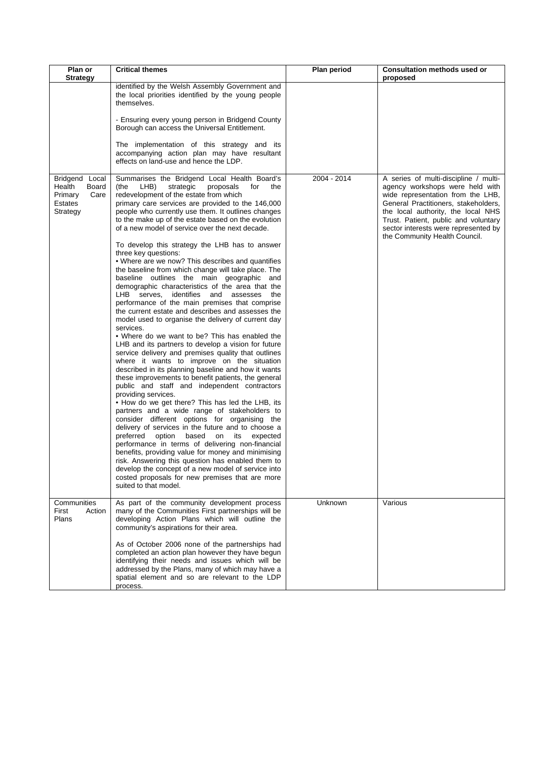| Plan or Strategy | Critical themes | Plan period | Consultation methods used or proposed |
|---|---|---|---|
| | identified by the Welsh Assembly Government and the local priorities identified by the young people themselves.<br><br>- Ensuring every young person in Bridgend County Borough can access the Universal Entitlement.<br><br>The implementation of this strategy and its accompanying action plan may have resultant effects on land-use and hence the LDP. | | |
| Bridgend Local Health Board Primary Care Estates Strategy | Summarises the Bridgend Local Health Board's (the LHB) strategic proposals for the redevelopment of the estate from which primary care services are provided to the 146,000 people who currently use them. It outlines changes to the make up of the estate based on the evolution of a new model of service over the next decade.<br><br>To develop this strategy the LHB has to answer three key questions:<br>• Where are we now? This describes and quantifies the baseline from which change will take place. The baseline outlines the main geographic and demographic characteristics of the area that the LHB serves, identifies and assesses the performance of the main premises that comprise the current estate and describes and assesses the model used to organise the delivery of current day services.<br>• Where do we want to be? This has enabled the LHB and its partners to develop a vision for future service delivery and premises quality that outlines where it wants to improve on the situation described in its planning baseline and how it wants these improvements to benefit patients, the general public and staff and independent contractors providing services.<br>• How do we get there? This has led the LHB, its partners and a wide range of stakeholders to consider different options for organising the delivery of services in the future and to choose a preferred option based on its expected performance in terms of delivering non-financial benefits, providing value for money and minimising risk. Answering this question has enabled them to develop the concept of a new model of service into costed proposals for new premises that are more suited to that model. | 2004 - 2014 | A series of multi-discipline / multi-agency workshops were held with wide representation from the LHB, General Practitioners, stakeholders, the local authority, the local NHS Trust. Patient, public and voluntary sector interests were represented by the Community Health Council. |
| Communities First Action Plans | As part of the community development process many of the Communities First partnerships will be developing Action Plans which will outline the community's aspirations for their area.<br><br>As of October 2006 none of the partnerships had completed an action plan however they have begun identifying their needs and issues which will be addressed by the Plans, many of which may have a spatial element and so are relevant to the LDP process. | Unknown | Various |